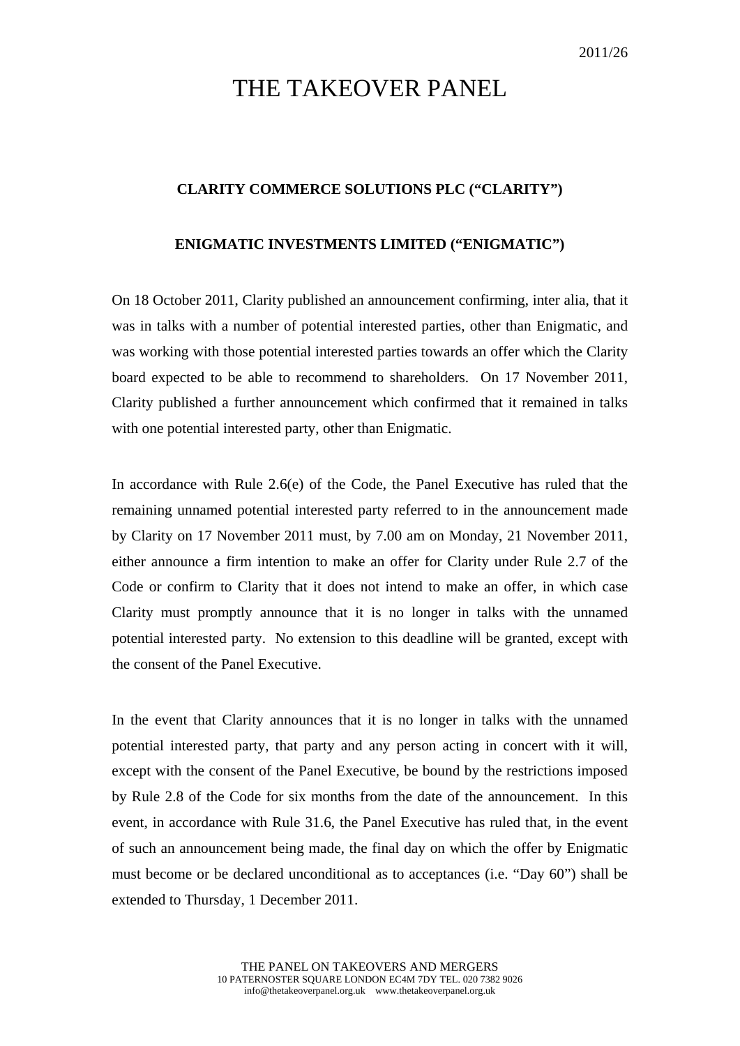2011/26

# THE TAKEOVER PANEL

**CLARITY COMMERCE SOLUTIONS PLC ("CLARITY")**

**ENIGMATIC INVESTMENTS LIMITED ("ENIGMATIC")**

On 18 October 2011, Clarity published an announcement confirming, inter alia, that it was in talks with a number of potential interested parties, other than Enigmatic, and was working with those potential interested parties towards an offer which the Clarity board expected to be able to recommend to shareholders. On 17 November 2011, Clarity published a further announcement which confirmed that it remained in talks with one potential interested party, other than Enigmatic.

In accordance with Rule 2.6(e) of the Code, the Panel Executive has ruled that the remaining unnamed potential interested party referred to in the announcement made by Clarity on 17 November 2011 must, by 7.00 am on Monday, 21 November 2011, either announce a firm intention to make an offer for Clarity under Rule 2.7 of the Code or confirm to Clarity that it does not intend to make an offer, in which case Clarity must promptly announce that it is no longer in talks with the unnamed potential interested party. No extension to this deadline will be granted, except with the consent of the Panel Executive.

In the event that Clarity announces that it is no longer in talks with the unnamed potential interested party, that party and any person acting in concert with it will, except with the consent of the Panel Executive, be bound by the restrictions imposed by Rule 2.8 of the Code for six months from the date of the announcement. In this event, in accordance with Rule 31.6, the Panel Executive has ruled that, in the event of such an announcement being made, the final day on which the offer by Enigmatic must become or be declared unconditional as to acceptances (i.e. "Day 60") shall be extended to Thursday, 1 December 2011.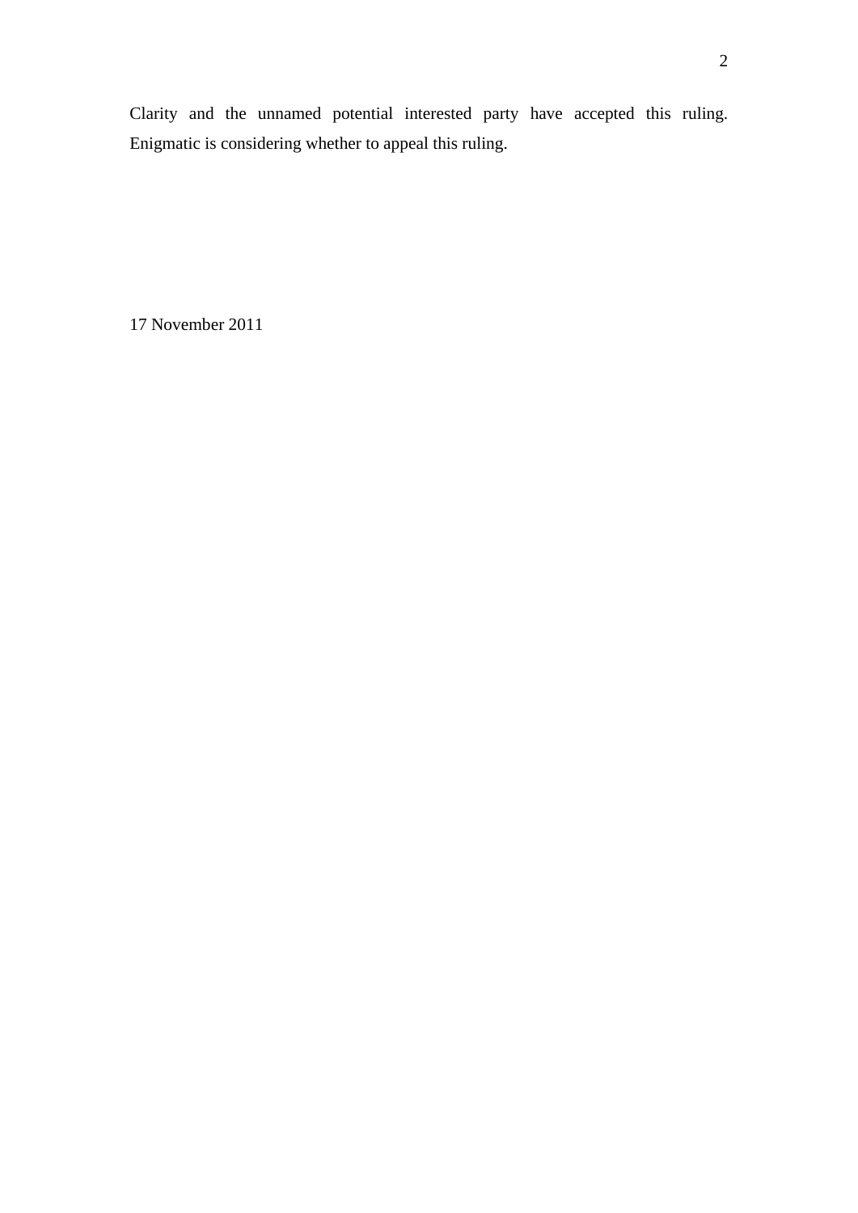Clarity and the unnamed potential interested party have accepted this ruling. Enigmatic is considering whether to appeal this ruling.

17 November 2011